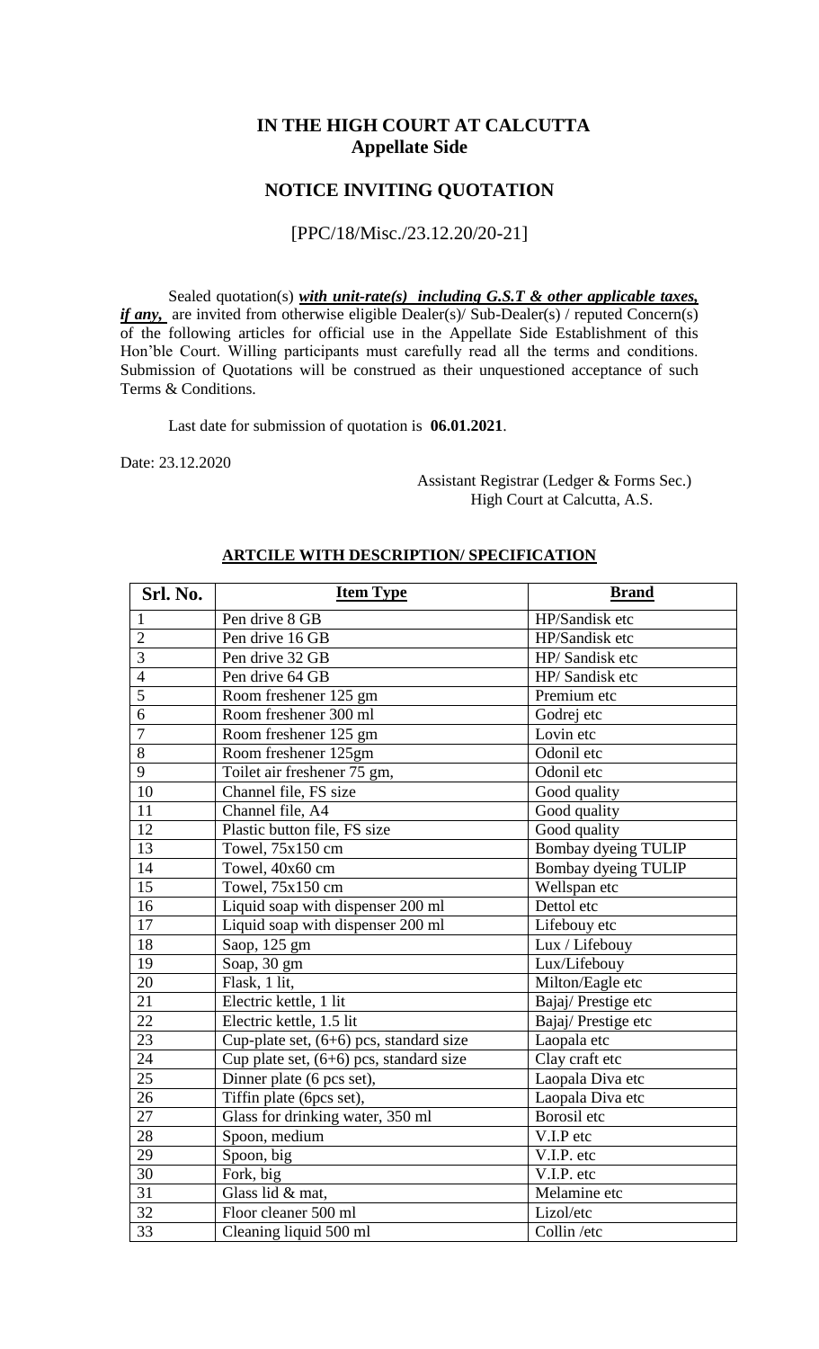# IN THE HIGH COURT AT CALCUTTA
## Appellate Side

## NOTICE INVITING QUOTATION

[PPC/18/Misc./23.12.20/20-21]

Sealed quotation(s) ***with unit-rate(s) including G.S.T & other applicable taxes, if any,*** are invited from otherwise eligible Dealer(s)/ Sub-Dealer(s) / reputed Concern(s) of the following articles for official use in the Appellate Side Establishment of this Hon'ble Court. Willing participants must carefully read all the terms and conditions. Submission of Quotations will be construed as their unquestioned acceptance of such Terms & Conditions.

Last date for submission of quotation is **06.01.2021**.

Date: 23.12.2020

Assistant Registrar (Ledger & Forms Sec.)
High Court at Calcutta, A.S.

**ARTCILE WITH DESCRIPTION/ SPECIFICATION**

| Srl. No. | Item Type | Brand |
|---|---|---|
| 1 | Pen drive 8 GB | HP/Sandisk etc |
| 2 | Pen drive 16 GB | HP/Sandisk etc |
| 3 | Pen drive 32 GB | HP/ Sandisk etc |
| 4 | Pen drive 64 GB | HP/ Sandisk etc |
| 5 | Room freshener 125 gm | Premium etc |
| 6 | Room freshener 300 ml | Godrej etc |
| 7 | Room freshener 125 gm | Lovin etc |
| 8 | Room freshener 125gm | Odonil etc |
| 9 | Toilet air freshener 75 gm, | Odonil etc |
| 10 | Channel file, FS size | Good quality |
| 11 | Channel file, A4 | Good quality |
| 12 | Plastic button file, FS size | Good quality |
| 13 | Towel, 75x150 cm | Bombay dyeing TULIP |
| 14 | Towel, 40x60 cm | Bombay dyeing TULIP |
| 15 | Towel, 75x150 cm | Wellspan etc |
| 16 | Liquid soap with dispenser 200 ml | Dettol etc |
| 17 | Liquid soap with dispenser 200 ml | Lifebouy etc |
| 18 | Saop, 125 gm | Lux / Lifebouy |
| 19 | Soap, 30 gm | Lux/Lifebouy |
| 20 | Flask, 1 lit, | Milton/Eagle etc |
| 21 | Electric kettle, 1 lit | Bajaj/ Prestige etc |
| 22 | Electric kettle, 1.5 lit | Bajaj/ Prestige etc |
| 23 | Cup-plate set, (6+6) pcs, standard size | Laopala etc |
| 24 | Cup plate set, (6+6) pcs, standard size | Clay craft etc |
| 25 | Dinner plate (6 pcs set), | Laopala Diva etc |
| 26 | Tiffin plate (6pcs set), | Laopala Diva etc |
| 27 | Glass for drinking water, 350 ml | Borosil etc |
| 28 | Spoon, medium | V.I.P etc |
| 29 | Spoon, big | V.I.P. etc |
| 30 | Fork, big | V.I.P. etc |
| 31 | Glass lid & mat, | Melamine etc |
| 32 | Floor cleaner 500 ml | Lizol/etc |
| 33 | Cleaning liquid 500 ml | Collin /etc |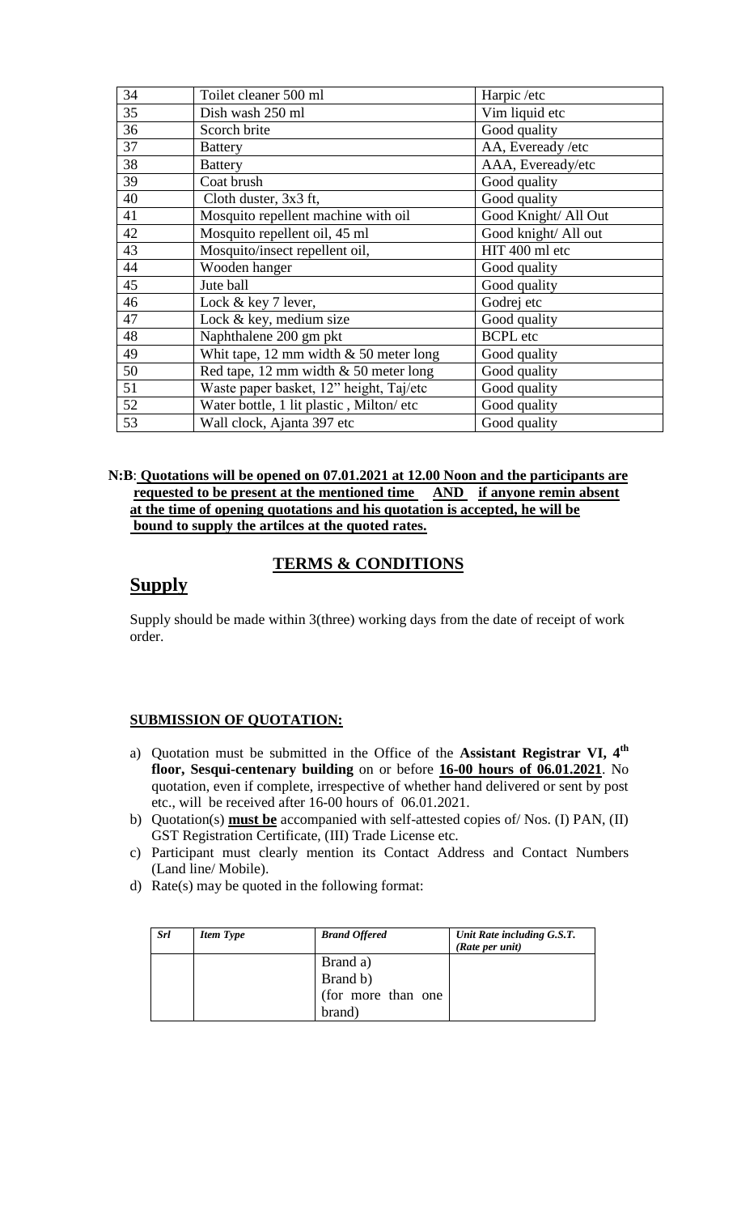| 34 | Toilet cleaner 500 ml | Harpic /etc |
|---|---|---|
| 35 | Dish wash 250 ml | Vim liquid etc |
| 36 | Scorch brite | Good quality |
| 37 | Battery | AA, Eveready /etc |
| 38 | Battery | AAA, Eveready/etc |
| 39 | Coat brush | Good quality |
| 40 | Cloth duster, 3x3 ft, | Good quality |
| 41 | Mosquito repellent machine with oil | Good Knight/ All Out |
| 42 | Mosquito repellent oil, 45 ml | Good knight/ All out |
| 43 | Mosquito/insect repellent oil, | HIT 400 ml etc |
| 44 | Wooden hanger | Good quality |
| 45 | Jute ball | Good quality |
| 46 | Lock & key 7 lever, | Godrej etc |
| 47 | Lock & key, medium size | Good quality |
| 48 | Naphthalene 200 gm pkt | BCPL etc |
| 49 | Whit tape, 12 mm width & 50 meter long | Good quality |
| 50 | Red tape, 12 mm width & 50 meter long | Good quality |
| 51 | Waste paper basket, 12" height, Taj/etc | Good quality |
| 52 | Water bottle, 1 lit plastic , Milton/ etc | Good quality |
| 53 | Wall clock, Ajanta 397 etc | Good quality |

**N:B**: **Quotations will be opened on 07.01.2021 at 12.00 Noon and the participants are requested to be present at the mentioned time AND if anyone remin absent at the time of opening quotations and his quotation is accepted, he will be bound to supply the artilces at the quoted rates.**

## TERMS & CONDITIONS

## Supply

Supply should be made within 3(three) working days from the date of receipt of work order.

### SUBMISSION OF QUOTATION:

a) Quotation must be submitted in the Office of the **Assistant Registrar VI, 4th floor, Sesqui-centenary building** on or before **16-00 hours of 06.01.2021**. No quotation, even if complete, irrespective of whether hand delivered or sent by post etc., will be received after 16-00 hours of 06.01.2021.

b) Quotation(s) **must be** accompanied with self-attested copies of/ Nos. (I) PAN, (II) GST Registration Certificate, (III) Trade License etc.

c) Participant must clearly mention its Contact Address and Contact Numbers (Land line/ Mobile).

d) Rate(s) may be quoted in the following format:

| *Srl* | *Item Type* | *Brand Offered* | *Unit Rate including G.S.T. (Rate per unit)* |
|---|---|---|---|
| | | Brand a)<br>Brand b)<br>(for more than one brand) | |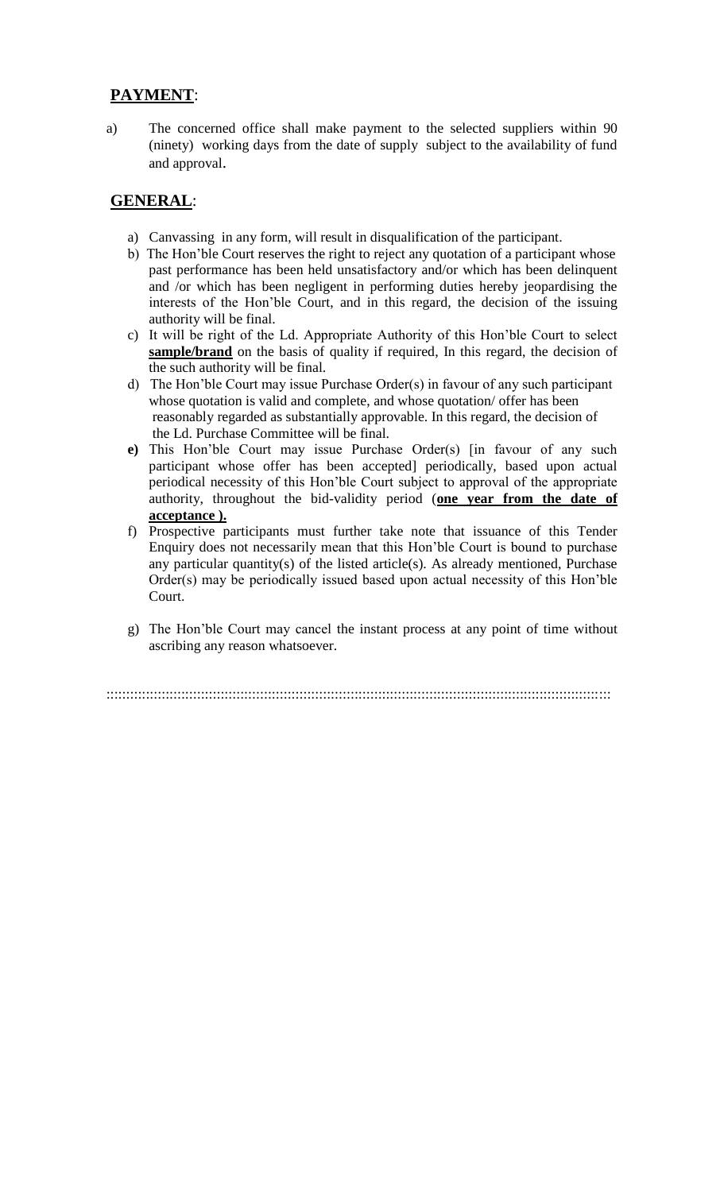## **PAYMENT**:

a) The concerned office shall make payment to the selected suppliers within 90 (ninety) working days from the date of supply subject to the availability of fund and approval.

## **GENERAL**:

a) Canvassing in any form, will result in disqualification of the participant.

b) The Hon'ble Court reserves the right to reject any quotation of a participant whose past performance has been held unsatisfactory and/or which has been delinquent and /or which has been negligent in performing duties hereby jeopardising the interests of the Hon'ble Court, and in this regard, the decision of the issuing authority will be final.

c) It will be right of the Ld. Appropriate Authority of this Hon'ble Court to select **sample/brand** on the basis of quality if required, In this regard, the decision of the such authority will be final.

d) The Hon'ble Court may issue Purchase Order(s) in favour of any such participant whose quotation is valid and complete, and whose quotation/ offer has been reasonably regarded as substantially approvable. In this regard, the decision of the Ld. Purchase Committee will be final.

**e)** This Hon'ble Court may issue Purchase Order(s) [in favour of any such participant whose offer has been accepted] periodically, based upon actual periodical necessity of this Hon'ble Court subject to approval of the appropriate authority, throughout the bid-validity period (**one year from the date of acceptance ).**

f) Prospective participants must further take note that issuance of this Tender Enquiry does not necessarily mean that this Hon'ble Court is bound to purchase any particular quantity(s) of the listed article(s). As already mentioned, Purchase Order(s) may be periodically issued based upon actual necessity of this Hon'ble Court.

g) The Hon'ble Court may cancel the instant process at any point of time without ascribing any reason whatsoever.

::::::::::::::::::::::::::::::::::::::::::::::::::::::::::::::::::::::::::::::::::::::::::::::::::::::::::::::::::::::::::::::::::::